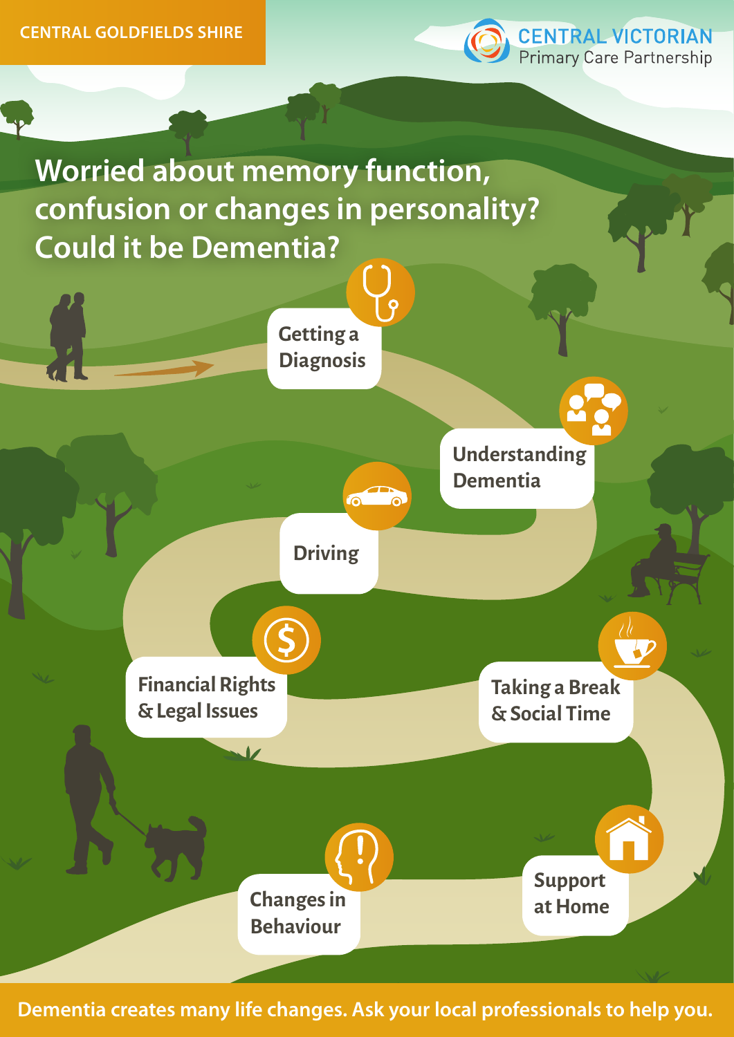CENTRAL GOLDFIELDS SHIRE

CENTRAL VICTORIAN Primary Care Partnership

# Worried about memory function, confusion or changes in personality? Could it be Dementia?

- Getting a Diagnosis
- Understanding Dementia
- Driving
- Financial Rights & Legal Issues
- Taking a Break & Social Time
- Support at Home
- Changes in Behaviour

**Dementia creates many life changes. Ask your local professionals to help you.**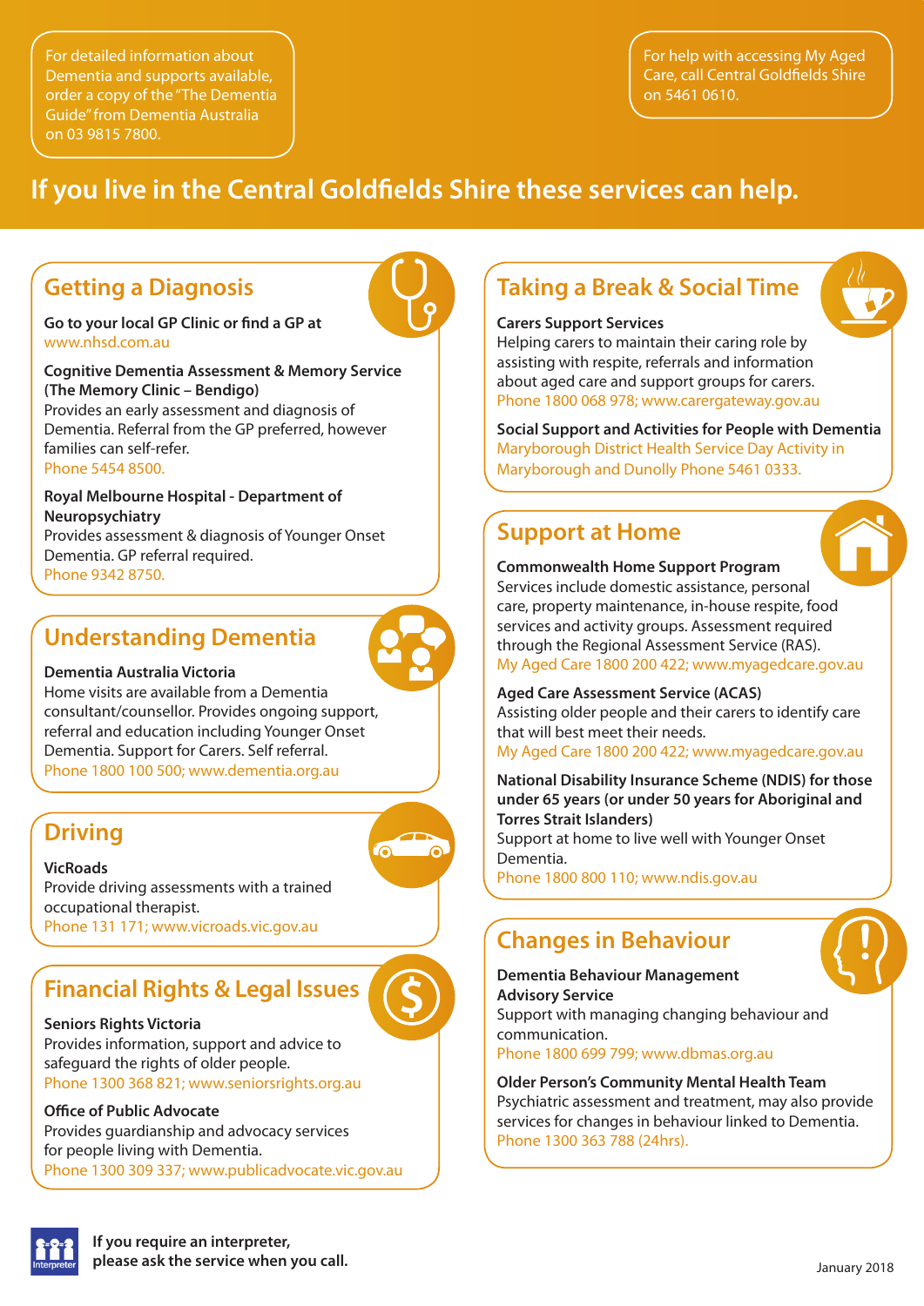For detailed information about Dementia and supports available, order a copy of the "The Dementia Guide" from Dementia Australia on 03 9815 7800.

For help with accessing My Aged Care, call Central Goldfields Shire on 5461 0610.

# If you live in the Central Goldfields Shire these services can help.

## Getting a Diagnosis

**Go to your local GP Clinic or find a GP at**
www.nhsd.com.au

**Cognitive Dementia Assessment & Memory Service (The Memory Clinic – Bendigo)**
Provides an early assessment and diagnosis of Dementia. Referral from the GP preferred, however families can self-refer.
Phone 5454 8500.

**Royal Melbourne Hospital - Department of Neuropsychiatry**
Provides assessment & diagnosis of Younger Onset Dementia. GP referral required.
Phone 9342 8750.

## Understanding Dementia

**Dementia Australia Victoria**
Home visits are available from a Dementia consultant/counsellor. Provides ongoing support, referral and education including Younger Onset Dementia. Support for Carers. Self referral.
Phone 1800 100 500; www.dementia.org.au

## Driving

**VicRoads**
Provide driving assessments with a trained occupational therapist.
Phone 131 171; www.vicroads.vic.gov.au

## Financial Rights & Legal Issues

**Seniors Rights Victoria**
Provides information, support and advice to safeguard the rights of older people.
Phone 1300 368 821; www.seniorsrights.org.au

**Office of Public Advocate**
Provides guardianship and advocacy services for people living with Dementia.
Phone 1300 309 337; www.publicadvocate.vic.gov.au

## Taking a Break & Social Time

**Carers Support Services**
Helping carers to maintain their caring role by assisting with respite, referrals and information about aged care and support groups for carers.
Phone 1800 068 978; www.carergateway.gov.au

**Social Support and Activities for People with Dementia**
Maryborough District Health Service Day Activity in Maryborough and Dunolly Phone 5461 0333.

## Support at Home

**Commonwealth Home Support Program**
Services include domestic assistance, personal care, property maintenance, in-house respite, food services and activity groups. Assessment required through the Regional Assessment Service (RAS).
My Aged Care 1800 200 422; www.myagedcare.gov.au

**Aged Care Assessment Service (ACAS)**
Assisting older people and their carers to identify care that will best meet their needs.
My Aged Care 1800 200 422; www.myagedcare.gov.au

**National Disability Insurance Scheme (NDIS) for those under 65 years (or under 50 years for Aboriginal and Torres Strait Islanders)**
Support at home to live well with Younger Onset Dementia.
Phone 1800 800 110; www.ndis.gov.au

## Changes in Behaviour

**Dementia Behaviour Management Advisory Service**
Support with managing changing behaviour and communication.
Phone 1800 699 799; www.dbmas.org.au

**Older Person's Community Mental Health Team**
Psychiatric assessment and treatment, may also provide services for changes in behaviour linked to Dementia.
Phone 1300 363 788 (24hrs).

**If you require an interpreter, please ask the service when you call.**

January 2018